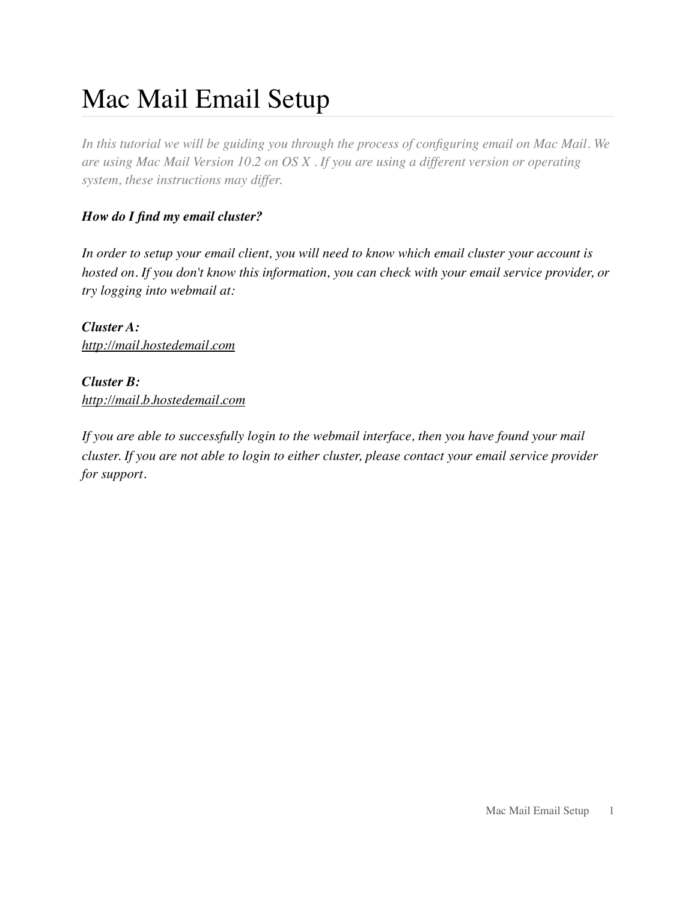# Mac Mail Email Setup

*In this tutorial we will be guiding you through the process of configuring email on Mac Mail. We are using Mac Mail Version 10.2 on OS X . If you are using a different version or operating system, these instructions may differ.*

***How do I find my email cluster?***

*In order to setup your email client, you will need to know which email cluster your account is hosted on. If you don't know this information, you can check with your email service provider, or try logging into webmail at:*

***Cluster A:***
*http://mail.hostedemail.com*

***Cluster B:***
*http://mail.b.hostedemail.com*

*If you are able to successfully login to the webmail interface, then you have found your mail cluster. If you are not able to login to either cluster, please contact your email service provider for support.*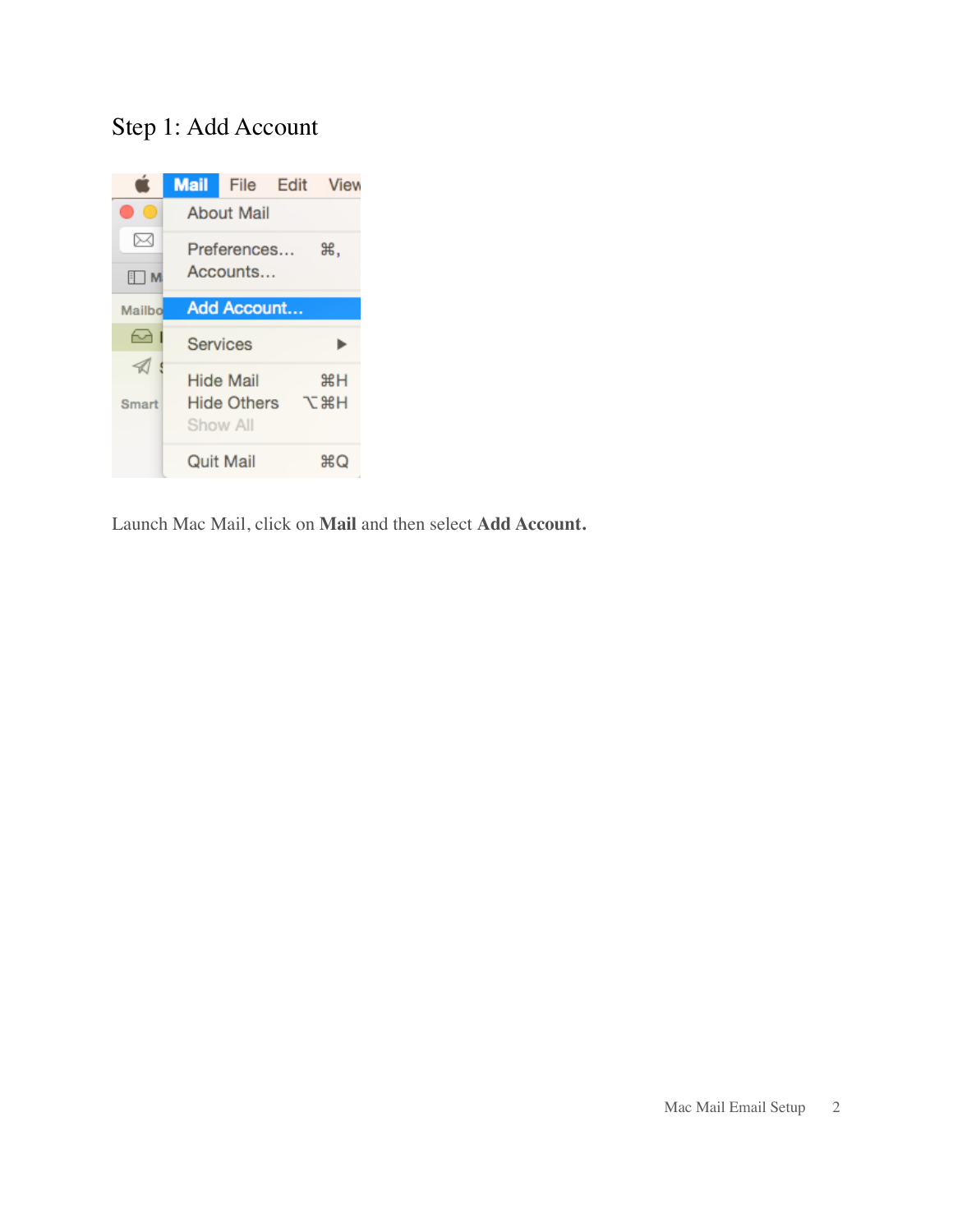# Step 1: Add Account

Launch Mac Mail, click on **Mail** and then select **Add Account.**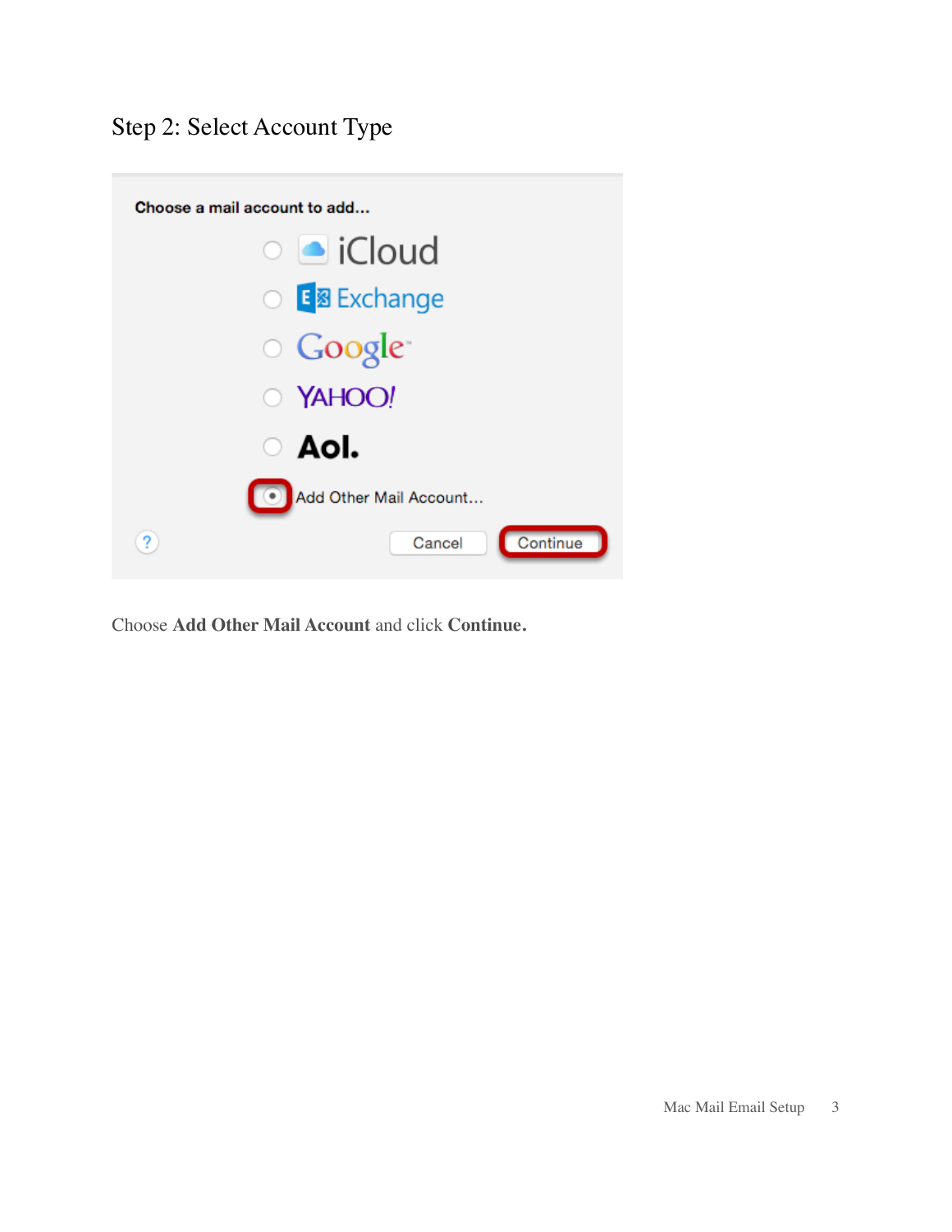## Step 2: Select Account Type

Choose **Add Other Mail Account** and click **Continue.**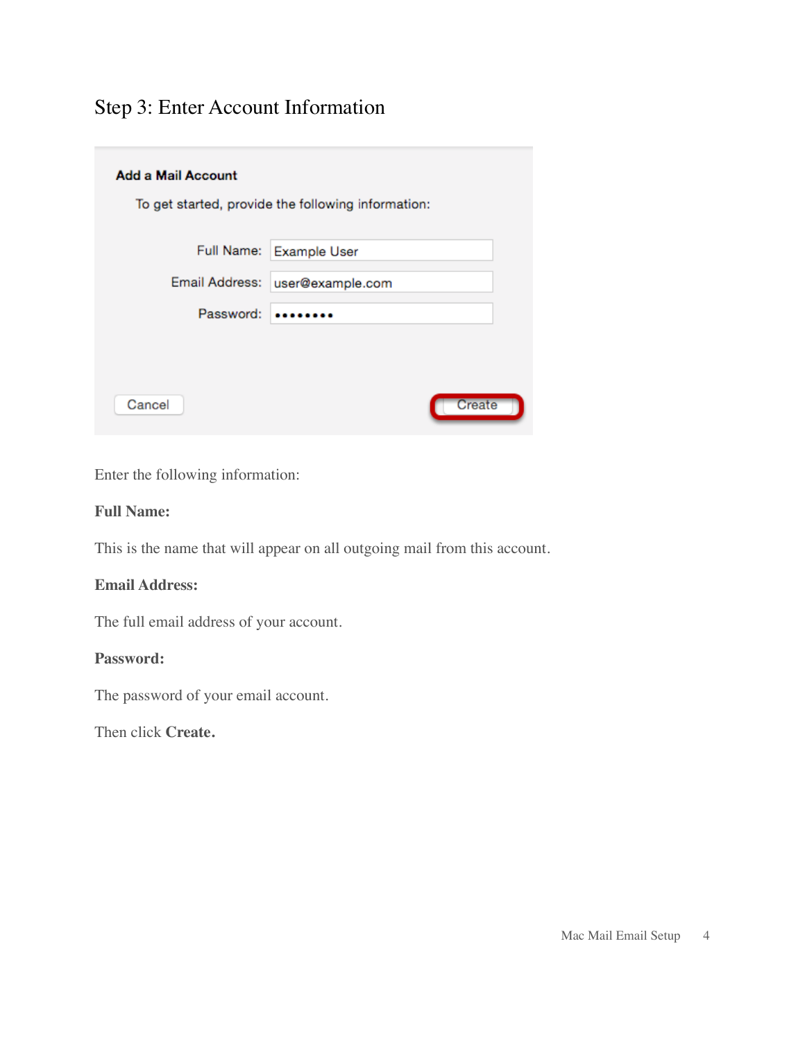## Step 3: Enter Account Information

Enter the following information:

**Full Name:**

This is the name that will appear on all outgoing mail from this account.

**Email Address:**

The full email address of your account.

**Password:**

The password of your email account.

Then click **Create.**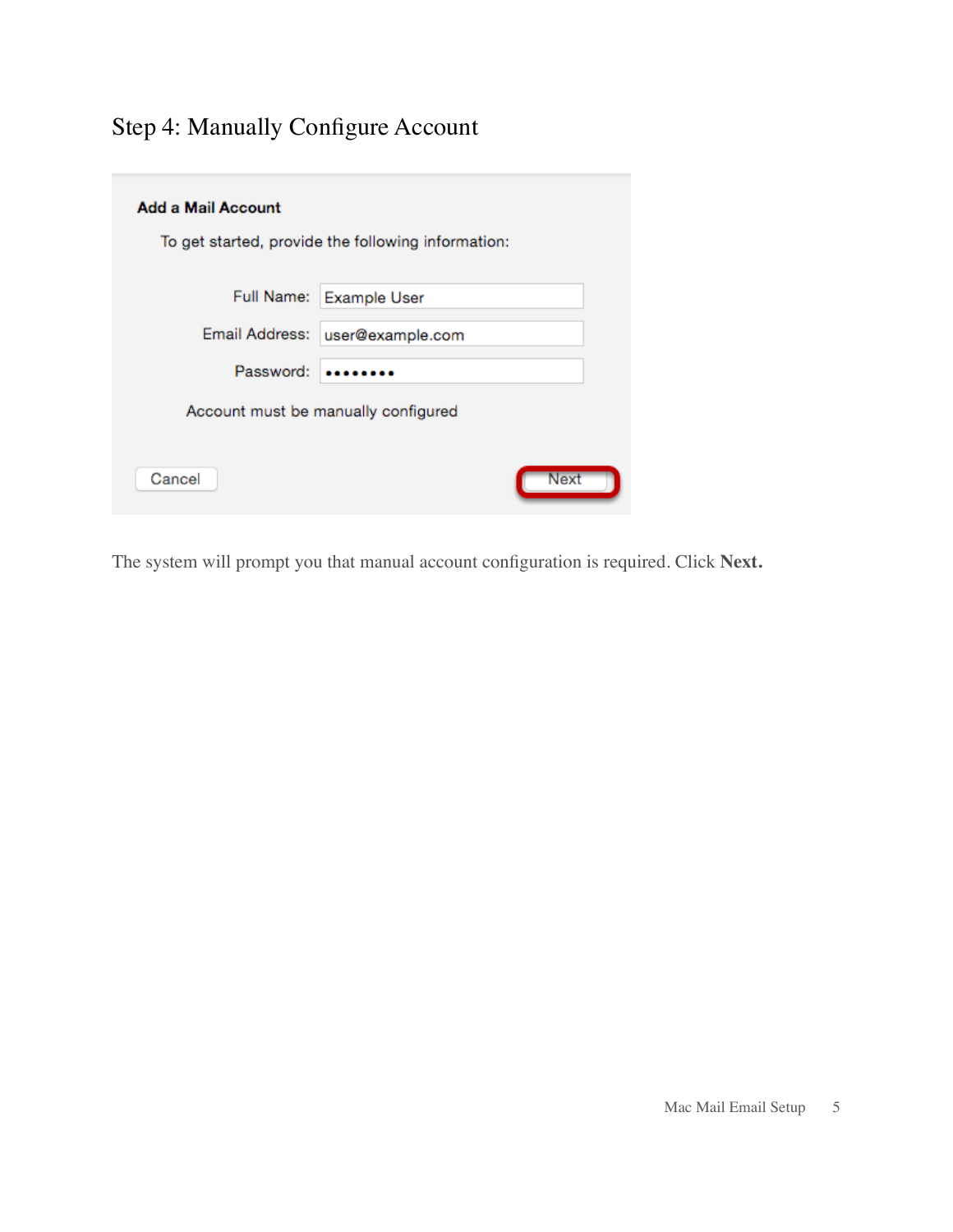## Step 4: Manually Configure Account

The system will prompt you that manual account configuration is required. Click **Next.**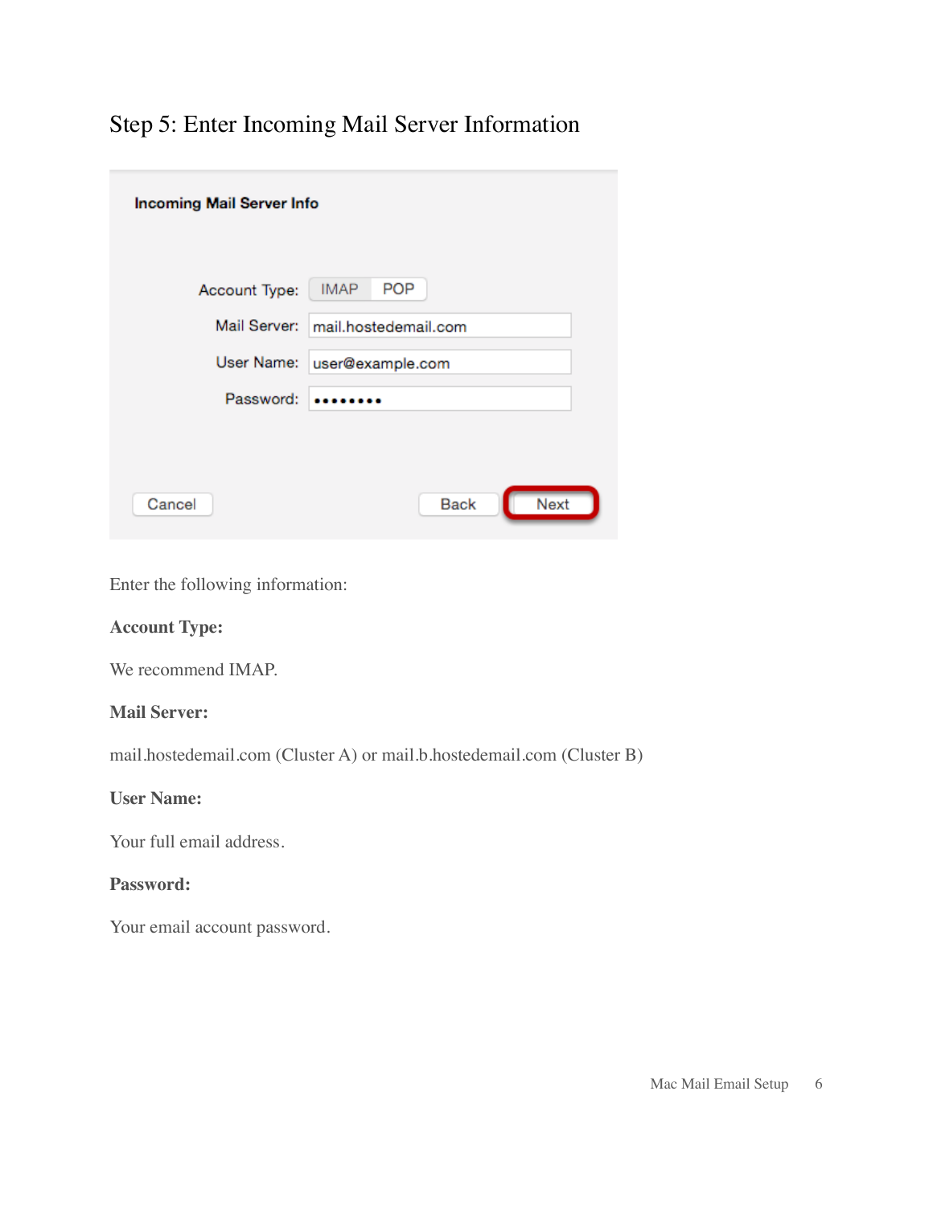## Step 5: Enter Incoming Mail Server Information

Enter the following information:

**Account Type:**

We recommend IMAP.

**Mail Server:**

mail.hostedemail.com (Cluster A) or mail.b.hostedemail.com (Cluster B)

**User Name:**

Your full email address.

**Password:**

Your email account password.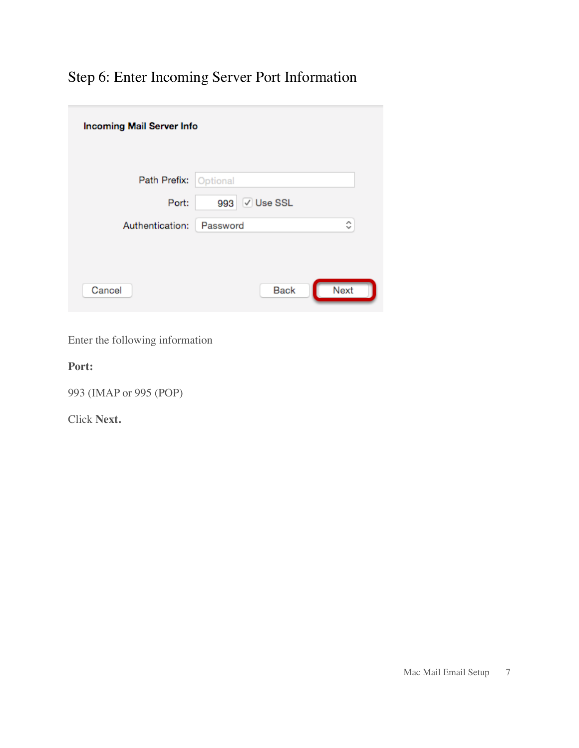## Step 6: Enter Incoming Server Port Information

Enter the following information

**Port:**

993 (IMAP or 995 (POP)

Click **Next.**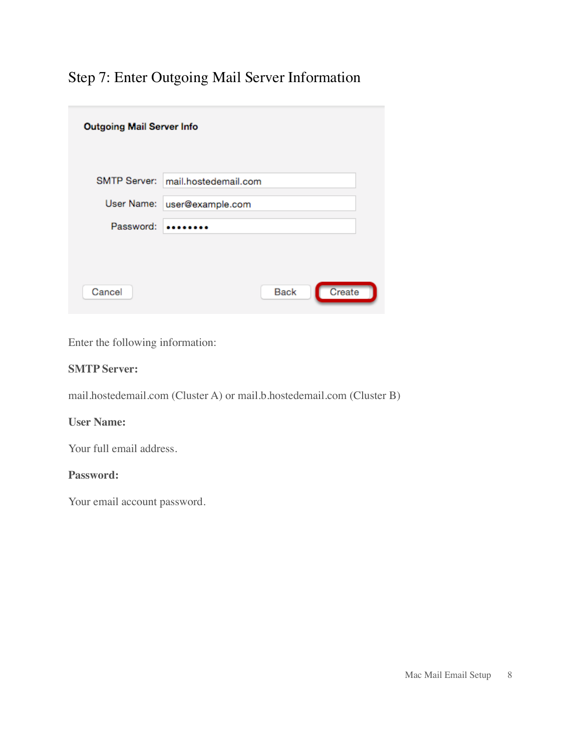## Step 7: Enter Outgoing Mail Server Information

Enter the following information:

**SMTP Server:**

mail.hostedemail.com (Cluster A) or mail.b.hostedemail.com (Cluster B)

**User Name:**

Your full email address.

**Password:**

Your email account password.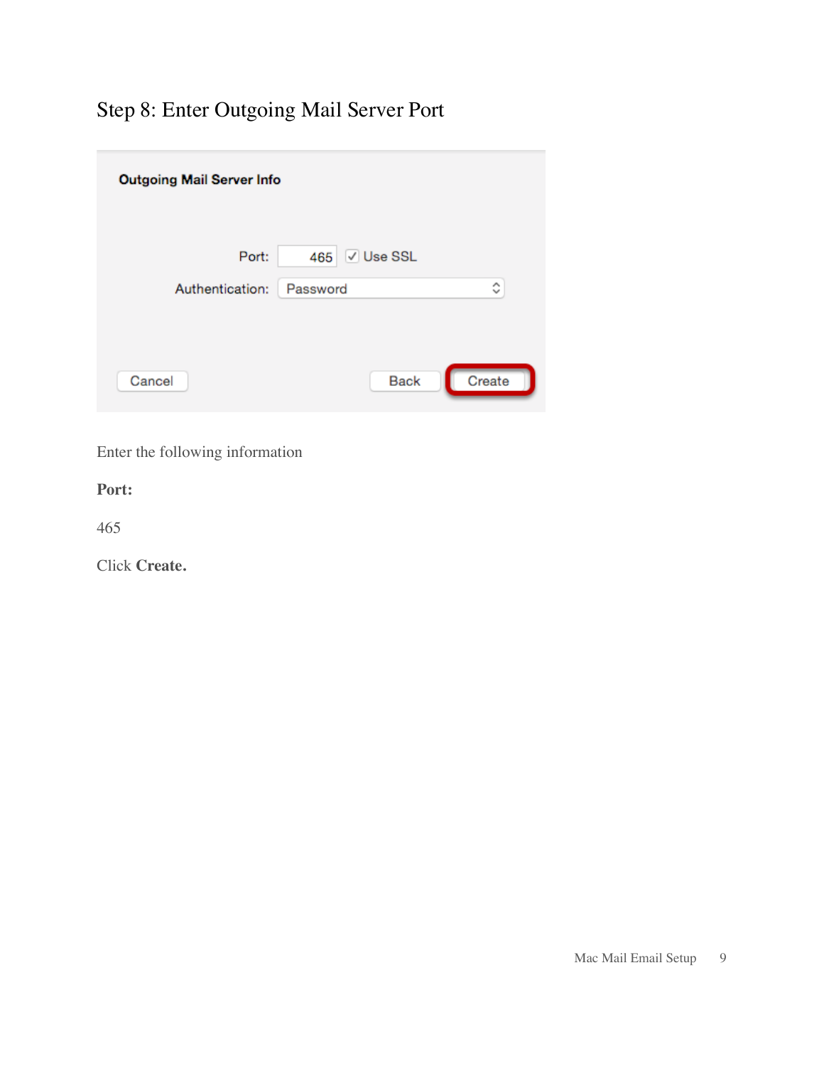## Step 8: Enter Outgoing Mail Server Port

Outgoing Mail Server Info

Port: 465 Use SSL

Authentication: Password

Cancel Back Create

Enter the following information

**Port:**

465

Click **Create.**